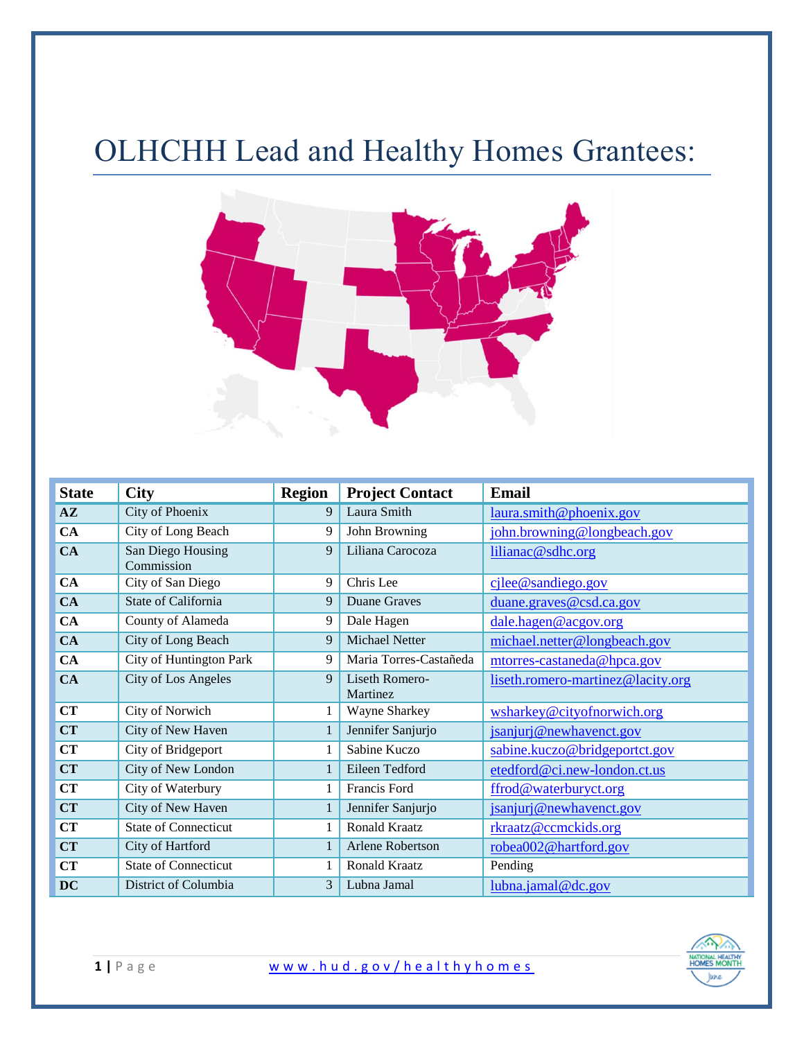# OLHCHH Lead and Healthy Homes Grantees:

| State | City | Region | Project Contact | Email |
|---|---|---|---|---|
| **AZ** | City of Phoenix | 9 | Laura Smith | laura.smith@phoenix.gov |
| **CA** | City of Long Beach | 9 | John Browning | john.browning@longbeach.gov |
| **CA** | San Diego Housing Commission | 9 | Liliana Carocoza | lilianac@sdhc.org |
| **CA** | City of San Diego | 9 | Chris Lee | cjlee@sandiego.gov |
| **CA** | State of California | 9 | Duane Graves | duane.graves@csd.ca.gov |
| **CA** | County of Alameda | 9 | Dale Hagen | dale.hagen@acgov.org |
| **CA** | City of Long Beach | 9 | Michael Netter | michael.netter@longbeach.gov |
| **CA** | City of Huntington Park | 9 | Maria Torres-Castañeda | mtorres-castaneda@hpca.gov |
| **CA** | City of Los Angeles | 9 | Liseth Romero-Martinez | liseth.romero-martinez@lacity.org |
| **CT** | City of Norwich | 1 | Wayne Sharkey | wsharkey@cityofnorwich.org |
| **CT** | City of New Haven | 1 | Jennifer Sanjurjo | jsanjurj@newhavenct.gov |
| **CT** | City of Bridgeport | 1 | Sabine Kuczo | sabine.kuczo@bridgeportct.gov |
| **CT** | City of New London | 1 | Eileen Tedford | etedford@ci.new-london.ct.us |
| **CT** | City of Waterbury | 1 | Francis Ford | ffrod@waterburyct.org |
| **CT** | City of New Haven | 1 | Jennifer Sanjurjo | jsanjurj@newhavenct.gov |
| **CT** | State of Connecticut | 1 | Ronald Kraatz | rkraatz@ccmckids.org |
| **CT** | City of Hartford | 1 | Arlene Robertson | robea002@hartford.gov |
| **CT** | State of Connecticut | 1 | Ronald Kraatz | Pending |
| **DC** | District of Columbia | 3 | Lubna Jamal | lubna.jamal@dc.gov |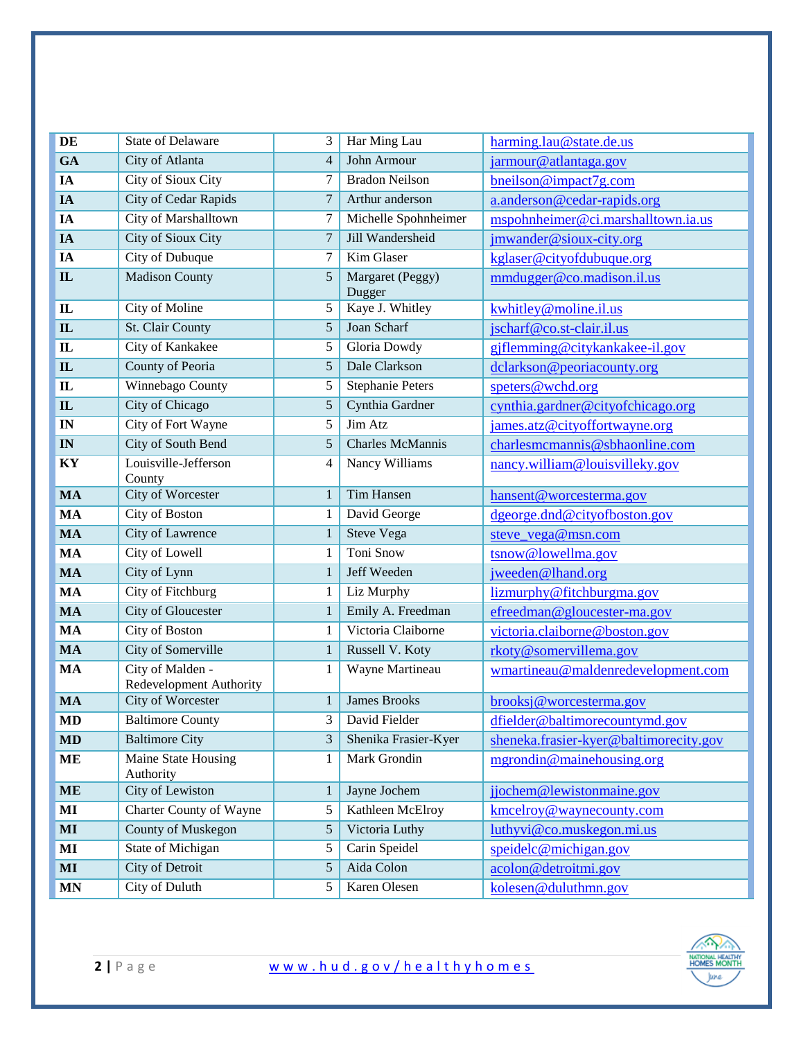| DE | State of Delaware | 3 | Har Ming Lau | harming.lau@state.de.us |
|---|---|---|---|---|
| GA | City of Atlanta | 4 | John Armour | jarmour@atlantaga.gov |
| IA | City of Sioux City | 7 | Bradon Neilson | bneilson@impact7g.com |
| IA | City of Cedar Rapids | 7 | Arthur anderson | a.anderson@cedar-rapids.org |
| IA | City of Marshalltown | 7 | Michelle Spohnheimer | mspohnheimer@ci.marshalltown.ia.us |
| IA | City of Sioux City | 7 | Jill Wandersheid | jmwander@sioux-city.org |
| IA | City of Dubuque | 7 | Kim Glaser | kglaser@cityofdubuque.org |
| IL | Madison County | 5 | Margaret (Peggy) Dugger | mmdugger@co.madison.il.us |
| IL | City of Moline | 5 | Kaye J. Whitley | kwhitley@moline.il.us |
| IL | St. Clair County | 5 | Joan Scharf | jscharf@co.st-clair.il.us |
| IL | City of Kankakee | 5 | Gloria Dowdy | gjflemming@citykankakee-il.gov |
| IL | County of Peoria | 5 | Dale Clarkson | dclarkson@peoriacounty.org |
| IL | Winnebago County | 5 | Stephanie Peters | speters@wchd.org |
| IL | City of Chicago | 5 | Cynthia Gardner | cynthia.gardner@cityofchicago.org |
| IN | City of Fort Wayne | 5 | Jim Atz | james.atz@cityoffortwayne.org |
| IN | City of South Bend | 5 | Charles McMannis | charlesmcmannis@sbhaonline.com |
| KY | Louisville-Jefferson County | 4 | Nancy Williams | nancy.william@louisvilleky.gov |
| MA | City of Worcester | 1 | Tim Hansen | hansent@worcesterma.gov |
| MA | City of Boston | 1 | David George | dgeorge.dnd@cityofboston.gov |
| MA | City of Lawrence | 1 | Steve Vega | steve_vega@msn.com |
| MA | City of Lowell | 1 | Toni Snow | tsnow@lowellma.gov |
| MA | City of Lynn | 1 | Jeff Weeden | jweeden@lhand.org |
| MA | City of Fitchburg | 1 | Liz Murphy | lizmurphy@fitchburgma.gov |
| MA | City of Gloucester | 1 | Emily A. Freedman | efreedman@gloucester-ma.gov |
| MA | City of Boston | 1 | Victoria Claiborne | victoria.claiborne@boston.gov |
| MA | City of Somerville | 1 | Russell V. Koty | rkoty@somervillema.gov |
| MA | City of Malden - Redevelopment Authority | 1 | Wayne Martineau | wmartineau@maldenredevelopment.com |
| MA | City of Worcester | 1 | James Brooks | brooksj@worcesterma.gov |
| MD | Baltimore County | 3 | David Fielder | dfielder@baltimorecountymd.gov |
| MD | Baltimore City | 3 | Shenika Frasier-Kyer | sheneka.frasier-kyer@baltimorecity.gov |
| ME | Maine State Housing Authority | 1 | Mark Grondin | mgrondin@mainehousing.org |
| ME | City of Lewiston | 1 | Jayne Jochem | jjochem@lewistonmaine.gov |
| MI | Charter County of Wayne | 5 | Kathleen McElroy | kmcelroy@waynecounty.com |
| MI | County of Muskegon | 5 | Victoria Luthy | luthyvi@co.muskegon.mi.us |
| MI | State of Michigan | 5 | Carin Speidel | speidelc@michigan.gov |
| MI | City of Detroit | 5 | Aida Colon | acolon@detroitmi.gov |
| MN | City of Duluth | 5 | Karen Olesen | kolesen@duluthmn.gov |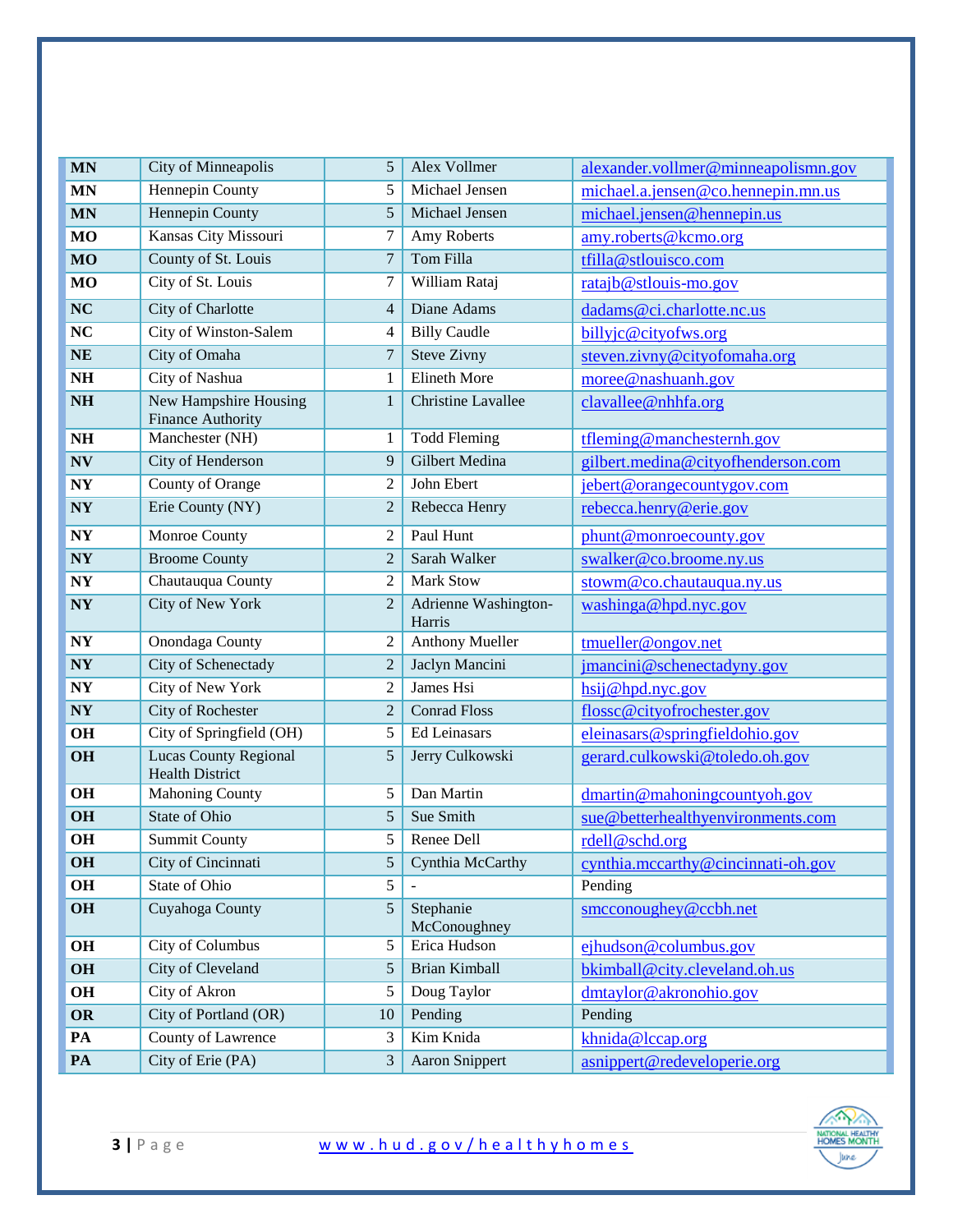| MN | City of Minneapolis | 5 | Alex Vollmer | alexander.vollmer@minneapolismn.gov |
|---|---|---|---|---|
| MN | Hennepin County | 5 | Michael Jensen | michael.a.jensen@co.hennepin.mn.us |
| MN | Hennepin County | 5 | Michael Jensen | michael.jensen@hennepin.us |
| MO | Kansas City Missouri | 7 | Amy Roberts | amy.roberts@kcmo.org |
| MO | County of St. Louis | 7 | Tom Filla | tfilla@stlouisco.com |
| MO | City of St. Louis | 7 | William Rataj | ratajb@stlouis-mo.gov |
| NC | City of Charlotte | 4 | Diane Adams | dadams@ci.charlotte.nc.us |
| NC | City of Winston-Salem | 4 | Billy Caudle | billyjc@cityofws.org |
| NE | City of Omaha | 7 | Steve Zivny | steven.zivny@cityofomaha.org |
| NH | City of Nashua | 1 | Elineth More | moree@nashuanh.gov |
| NH | New Hampshire Housing Finance Authority | 1 | Christine Lavallee | clavallee@nhhfa.org |
| NH | Manchester (NH) | 1 | Todd Fleming | tfleming@manchesternh.gov |
| NV | City of Henderson | 9 | Gilbert Medina | gilbert.medina@cityofhenderson.com |
| NY | County of Orange | 2 | John Ebert | jebert@orangecountygov.com |
| NY | Erie County (NY) | 2 | Rebecca Henry | rebecca.henry@erie.gov |
| NY | Monroe County | 2 | Paul Hunt | phunt@monroecounty.gov |
| NY | Broome County | 2 | Sarah Walker | swalker@co.broome.ny.us |
| NY | Chautauqua County | 2 | Mark Stow | stowm@co.chautauqua.ny.us |
| NY | City of New York | 2 | Adrienne Washington-Harris | washinga@hpd.nyc.gov |
| NY | Onondaga County | 2 | Anthony Mueller | tmueller@ongov.net |
| NY | City of Schenectady | 2 | Jaclyn Mancini | jmancini@schenectadyny.gov |
| NY | City of New York | 2 | James Hsi | hsij@hpd.nyc.gov |
| NY | City of Rochester | 2 | Conrad Floss | flossc@cityofrochester.gov |
| OH | City of Springfield (OH) | 5 | Ed Leinasars | eleinasars@springfieldohio.gov |
| OH | Lucas County Regional Health District | 5 | Jerry Culkowski | gerard.culkowski@toledo.oh.gov |
| OH | Mahoning County | 5 | Dan Martin | dmartin@mahoningcountyoh.gov |
| OH | State of Ohio | 5 | Sue Smith | sue@betterhealthyenvironments.com |
| OH | Summit County | 5 | Renee Dell | rdell@schd.org |
| OH | City of Cincinnati | 5 | Cynthia McCarthy | cynthia.mccarthy@cincinnati-oh.gov |
| OH | State of Ohio | 5 | - | Pending |
| OH | Cuyahoga County | 5 | Stephanie McConoughney | smcconoughey@ccbh.net |
| OH | City of Columbus | 5 | Erica Hudson | ejhudson@columbus.gov |
| OH | City of Cleveland | 5 | Brian Kimball | bkimball@city.cleveland.oh.us |
| OH | City of Akron | 5 | Doug Taylor | dmtaylor@akronohio.gov |
| OR | City of Portland (OR) | 10 | Pending | Pending |
| PA | County of Lawrence | 3 | Kim Knida | khnida@lccap.org |
| PA | City of Erie (PA) | 3 | Aaron Snippert | asnippert@redeveloperie.org |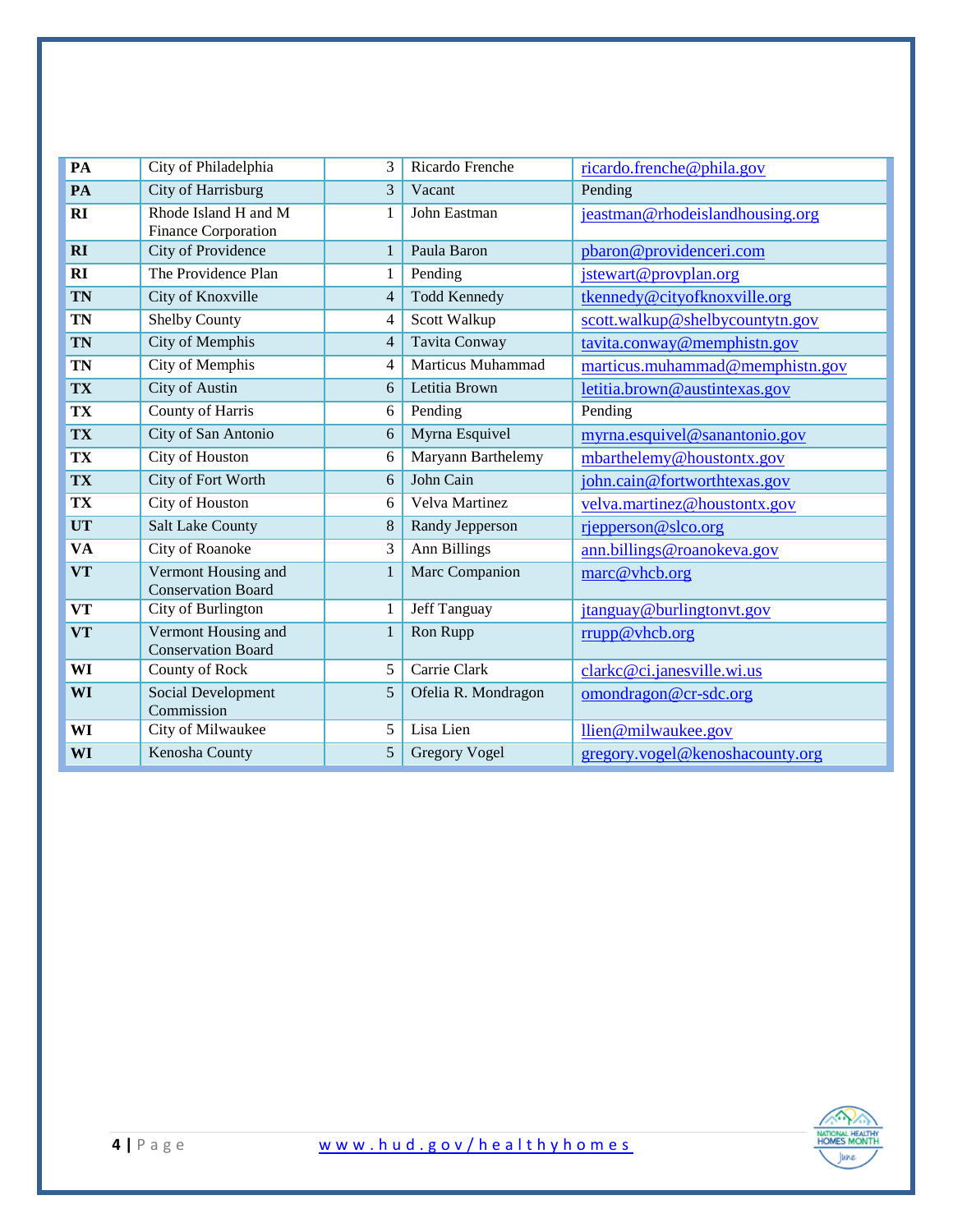| | | | | |
|---|---|---|---|---|
| PA | City of Philadelphia | 3 | Ricardo Frenche | ricardo.frenche@phila.gov |
| PA | City of Harrisburg | 3 | Vacant | Pending |
| RI | Rhode Island H and M Finance Corporation | 1 | John Eastman | jeastman@rhodeislandhousing.org |
| RI | City of Providence | 1 | Paula Baron | pbaron@providenceri.com |
| RI | The Providence Plan | 1 | Pending | jstewart@provplan.org |
| TN | City of Knoxville | 4 | Todd Kennedy | tkennedy@cityofknoxville.org |
| TN | Shelby County | 4 | Scott Walkup | scott.walkup@shelbycountytn.gov |
| TN | City of Memphis | 4 | Tavita Conway | tavita.conway@memphistn.gov |
| TN | City of Memphis | 4 | Marticus Muhammad | marticus.muhammad@memphistn.gov |
| TX | City of Austin | 6 | Letitia Brown | letitia.brown@austintexas.gov |
| TX | County of Harris | 6 | Pending | Pending |
| TX | City of San Antonio | 6 | Myrna Esquivel | myrna.esquivel@sanantonio.gov |
| TX | City of Houston | 6 | Maryann Barthelemy | mbarthelemy@houstontx.gov |
| TX | City of Fort Worth | 6 | John Cain | john.cain@fortworthtexas.gov |
| TX | City of Houston | 6 | Velva Martinez | velva.martinez@houstontx.gov |
| UT | Salt Lake County | 8 | Randy Jepperson | rjepperson@slco.org |
| VA | City of Roanoke | 3 | Ann Billings | ann.billings@roanokeva.gov |
| VT | Vermont Housing and Conservation Board | 1 | Marc Companion | marc@vhcb.org |
| VT | City of Burlington | 1 | Jeff Tanguay | jtanguay@burlingtonvt.gov |
| VT | Vermont Housing and Conservation Board | 1 | Ron Rupp | rrupp@vhcb.org |
| WI | County of Rock | 5 | Carrie Clark | clarkc@ci.janesville.wi.us |
| WI | Social Development Commission | 5 | Ofelia R. Mondragon | omondragon@cr-sdc.org |
| WI | City of Milwaukee | 5 | Lisa Lien | llien@milwaukee.gov |
| WI | Kenosha County | 5 | Gregory Vogel | gregory.vogel@kenoshacounty.org |